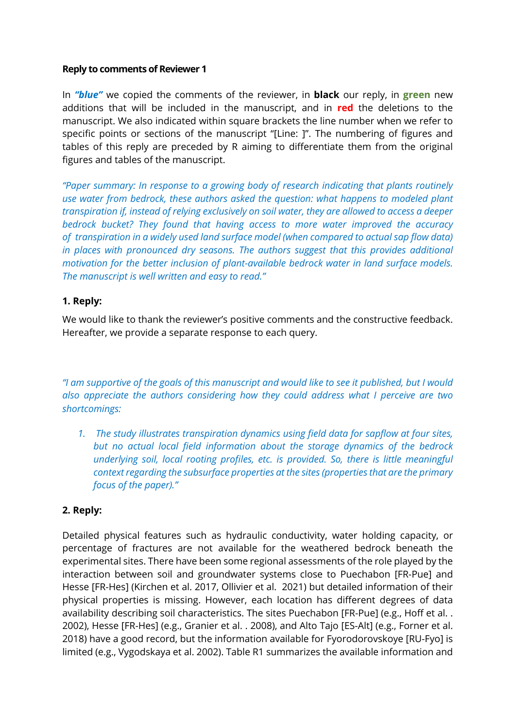**Reply to comments of Reviewer 1**

In ***"blue"*** we copied the comments of the reviewer, in **black** our reply, in **green** new additions that will be included in the manuscript, and in **red** the deletions to the manuscript. We also indicated within square brackets the line number when we refer to specific points or sections of the manuscript "[Line: ]". The numbering of figures and tables of this reply are preceded by R aiming to differentiate them from the original figures and tables of the manuscript.

*"Paper summary: In response to a growing body of research indicating that plants routinely use water from bedrock, these authors asked the question: what happens to modeled plant transpiration if, instead of relying exclusively on soil water, they are allowed to access a deeper bedrock bucket? They found that having access to more water improved the accuracy of transpiration in a widely used land surface model (when compared to actual sap flow data) in places with pronounced dry seasons. The authors suggest that this provides additional motivation for the better inclusion of plant-available bedrock water in land surface models. The manuscript is well written and easy to read."*

**1. Reply:**

We would like to thank the reviewer's positive comments and the constructive feedback. Hereafter, we provide a separate response to each query.

*"I am supportive of the goals of this manuscript and would like to see it published, but I would also appreciate the authors considering how they could address what I perceive are two shortcomings:*

1. *The study illustrates transpiration dynamics using field data for sapflow at four sites, but no actual local field information about the storage dynamics of the bedrock underlying soil, local rooting profiles, etc. is provided. So, there is little meaningful context regarding the subsurface properties at the sites (properties that are the primary focus of the paper)."*

**2. Reply:**

Detailed physical features such as hydraulic conductivity, water holding capacity, or percentage of fractures are not available for the weathered bedrock beneath the experimental sites. There have been some regional assessments of the role played by the interaction between soil and groundwater systems close to Puechabon [FR-Pue] and Hesse [FR-Hes] (Kirchen et al. 2017, Ollivier et al. 2021) but detailed information of their physical properties is missing. However, each location has different degrees of data availability describing soil characteristics. The sites Puechabon [FR-Pue] (e.g., Hoff et al. . 2002), Hesse [FR-Hes] (e.g., Granier et al. . 2008), and Alto Tajo [ES-Alt] (e.g., Forner et al. 2018) have a good record, but the information available for Fyorodorovskoye [RU-Fyo] is limited (e.g., Vygodskaya et al. 2002). Table R1 summarizes the available information and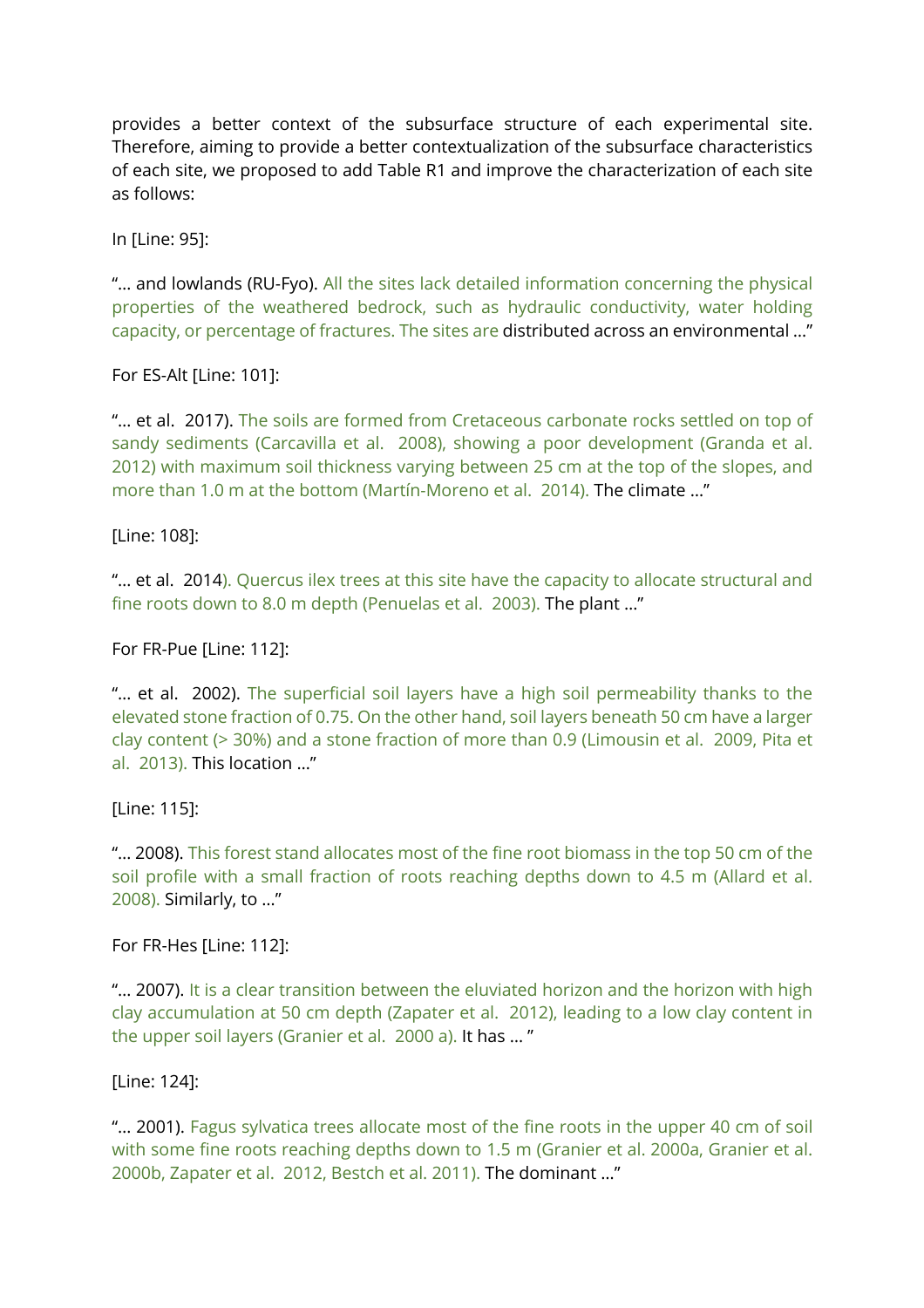provides a better context of the subsurface structure of each experimental site. Therefore, aiming to provide a better contextualization of the subsurface characteristics of each site, we proposed to add Table R1 and improve the characterization of each site as follows:

In [Line: 95]:

"… and lowlands (RU-Fyo). All the sites lack detailed information concerning the physical properties of the weathered bedrock, such as hydraulic conductivity, water holding capacity, or percentage of fractures. The sites are distributed across an environmental …"

For ES-Alt [Line: 101]:

"… et al. 2017). The soils are formed from Cretaceous carbonate rocks settled on top of sandy sediments (Carcavilla et al. 2008), showing a poor development (Granda et al. 2012) with maximum soil thickness varying between 25 cm at the top of the slopes, and more than 1.0 m at the bottom (Martín-Moreno et al. 2014). The climate …"

[Line: 108]:

"… et al. 2014). Quercus ilex trees at this site have the capacity to allocate structural and fine roots down to 8.0 m depth (Penuelas et al. 2003). The plant …"

For FR-Pue [Line: 112]:

"… et al. 2002). The superficial soil layers have a high soil permeability thanks to the elevated stone fraction of 0.75. On the other hand, soil layers beneath 50 cm have a larger clay content (> 30%) and a stone fraction of more than 0.9 (Limousin et al. 2009, Pita et al. 2013). This location …"

[Line: 115]:

"… 2008). This forest stand allocates most of the fine root biomass in the top 50 cm of the soil profile with a small fraction of roots reaching depths down to 4.5 m (Allard et al. 2008). Similarly, to …"

For FR-Hes [Line: 112]:

"… 2007). It is a clear transition between the eluviated horizon and the horizon with high clay accumulation at 50 cm depth (Zapater et al. 2012), leading to a low clay content in the upper soil layers (Granier et al. 2000 a). It has … "

[Line: 124]:

"… 2001). Fagus sylvatica trees allocate most of the fine roots in the upper 40 cm of soil with some fine roots reaching depths down to 1.5 m (Granier et al. 2000a, Granier et al. 2000b, Zapater et al. 2012, Bestch et al. 2011). The dominant …"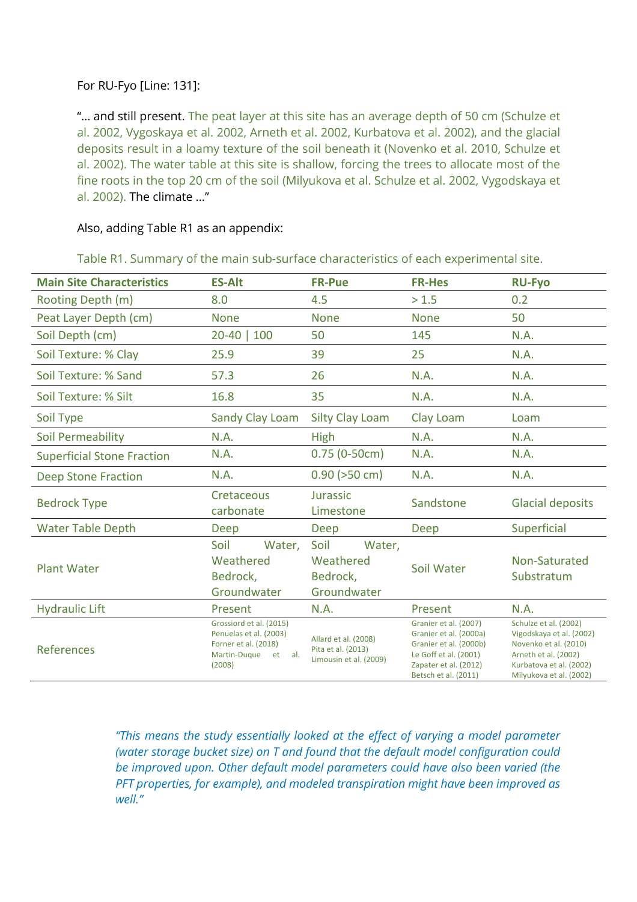For RU-Fyo [Line: 131]:

"… and still present. The peat layer at this site has an average depth of 50 cm (Schulze et al. 2002, Vygoskaya et al. 2002, Arneth et al. 2002, Kurbatova et al. 2002), and the glacial deposits result in a loamy texture of the soil beneath it (Novenko et al. 2010, Schulze et al. 2002). The water table at this site is shallow, forcing the trees to allocate most of the fine roots in the top 20 cm of the soil (Milyukova et al. Schulze et al. 2002, Vygodskaya et al. 2002). The climate …"

Also, adding Table R1 as an appendix:

Table R1. Summary of the main sub-surface characteristics of each experimental site.

| Main Site Characteristics | ES-Alt | FR-Pue | FR-Hes | RU-Fyo |
|---|---|---|---|---|
| Rooting Depth (m) | 8.0 | 4.5 | > 1.5 | 0.2 |
| Peat Layer Depth (cm) | None | None | None | 50 |
| Soil Depth (cm) | 20-40 \| 100 | 50 | 145 | N.A. |
| Soil Texture: % Clay | 25.9 | 39 | 25 | N.A. |
| Soil Texture: % Sand | 57.3 | 26 | N.A. | N.A. |
| Soil Texture: % Silt | 16.8 | 35 | N.A. | N.A. |
| Soil Type | Sandy Clay Loam | Silty Clay Loam | Clay Loam | Loam |
| Soil Permeability | N.A. | High | N.A. | N.A. |
| Superficial Stone Fraction | N.A. | 0.75 (0-50cm) | N.A. | N.A. |
| Deep Stone Fraction | N.A. | 0.90 (>50 cm) | N.A. | N.A. |
| Bedrock Type | Cretaceous carbonate | Jurassic Limestone | Sandstone | Glacial deposits |
| Water Table Depth | Deep | Deep | Deep | Superficial |
| Plant Water | Soil Water, Weathered Bedrock, Groundwater | Soil Water, Weathered Bedrock, Groundwater | Soil Water | Non-Saturated Substratum |
| Hydraulic Lift | Present | N.A. | Present | N.A. |
| References | Grossiord et al. (2015) Penuelas et al. (2003) Forner et al. (2018) Martin-Duque et al. (2008) | Allard et al. (2008) Pita et al. (2013) Limousin et al. (2009) | Granier et al. (2007) Granier et al. (2000a) Granier et al. (2000b) Le Goff et al. (2001) Zapater et al. (2012) Betsch et al. (2011) | Schulze et al. (2002) Vigodskaya et al. (2002) Novenko et al. (2010) Arneth et al. (2002) Kurbatova et al. (2002) Milyukova et al. (2002) |

*"This means the study essentially looked at the effect of varying a model parameter (water storage bucket size) on T and found that the default model configuration could be improved upon. Other default model parameters could have also been varied (the PFT properties, for example), and modeled transpiration might have been improved as well."*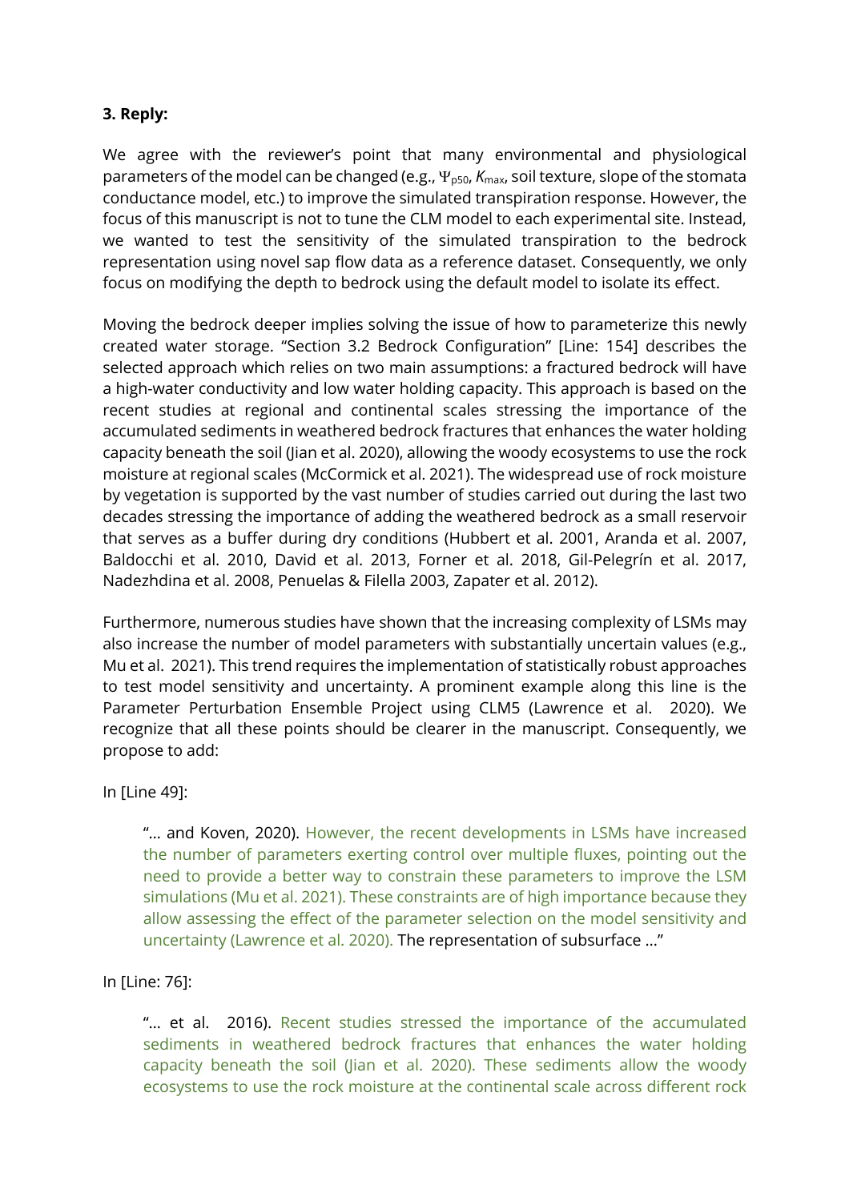**3. Reply:**

We agree with the reviewer's point that many environmental and physiological parameters of the model can be changed (e.g., $\Psi_{p50}$, $K_{max}$, soil texture, slope of the stomata conductance model, etc.) to improve the simulated transpiration response. However, the focus of this manuscript is not to tune the CLM model to each experimental site. Instead, we wanted to test the sensitivity of the simulated transpiration to the bedrock representation using novel sap flow data as a reference dataset. Consequently, we only focus on modifying the depth to bedrock using the default model to isolate its effect.

Moving the bedrock deeper implies solving the issue of how to parameterize this newly created water storage. "Section 3.2 Bedrock Configuration" [Line: 154] describes the selected approach which relies on two main assumptions: a fractured bedrock will have a high-water conductivity and low water holding capacity. This approach is based on the recent studies at regional and continental scales stressing the importance of the accumulated sediments in weathered bedrock fractures that enhances the water holding capacity beneath the soil (Jian et al. 2020), allowing the woody ecosystems to use the rock moisture at regional scales (McCormick et al. 2021). The widespread use of rock moisture by vegetation is supported by the vast number of studies carried out during the last two decades stressing the importance of adding the weathered bedrock as a small reservoir that serves as a buffer during dry conditions (Hubbert et al. 2001, Aranda et al. 2007, Baldocchi et al. 2010, David et al. 2013, Forner et al. 2018, Gil-Pelegrín et al. 2017, Nadezhdina et al. 2008, Penuelas & Filella 2003, Zapater et al. 2012).

Furthermore, numerous studies have shown that the increasing complexity of LSMs may also increase the number of model parameters with substantially uncertain values (e.g., Mu et al. 2021). This trend requires the implementation of statistically robust approaches to test model sensitivity and uncertainty. A prominent example along this line is the Parameter Perturbation Ensemble Project using CLM5 (Lawrence et al. 2020). We recognize that all these points should be clearer in the manuscript. Consequently, we propose to add:

In [Line 49]:

> "... and Koven, 2020). However, the recent developments in LSMs have increased the number of parameters exerting control over multiple fluxes, pointing out the need to provide a better way to constrain these parameters to improve the LSM simulations (Mu et al. 2021). These constraints are of high importance because they allow assessing the effect of the parameter selection on the model sensitivity and uncertainty (Lawrence et al. 2020). The representation of subsurface ..."

In [Line: 76]:

> "... et al. 2016). Recent studies stressed the importance of the accumulated sediments in weathered bedrock fractures that enhances the water holding capacity beneath the soil (Jian et al. 2020). These sediments allow the woody ecosystems to use the rock moisture at the continental scale across different rock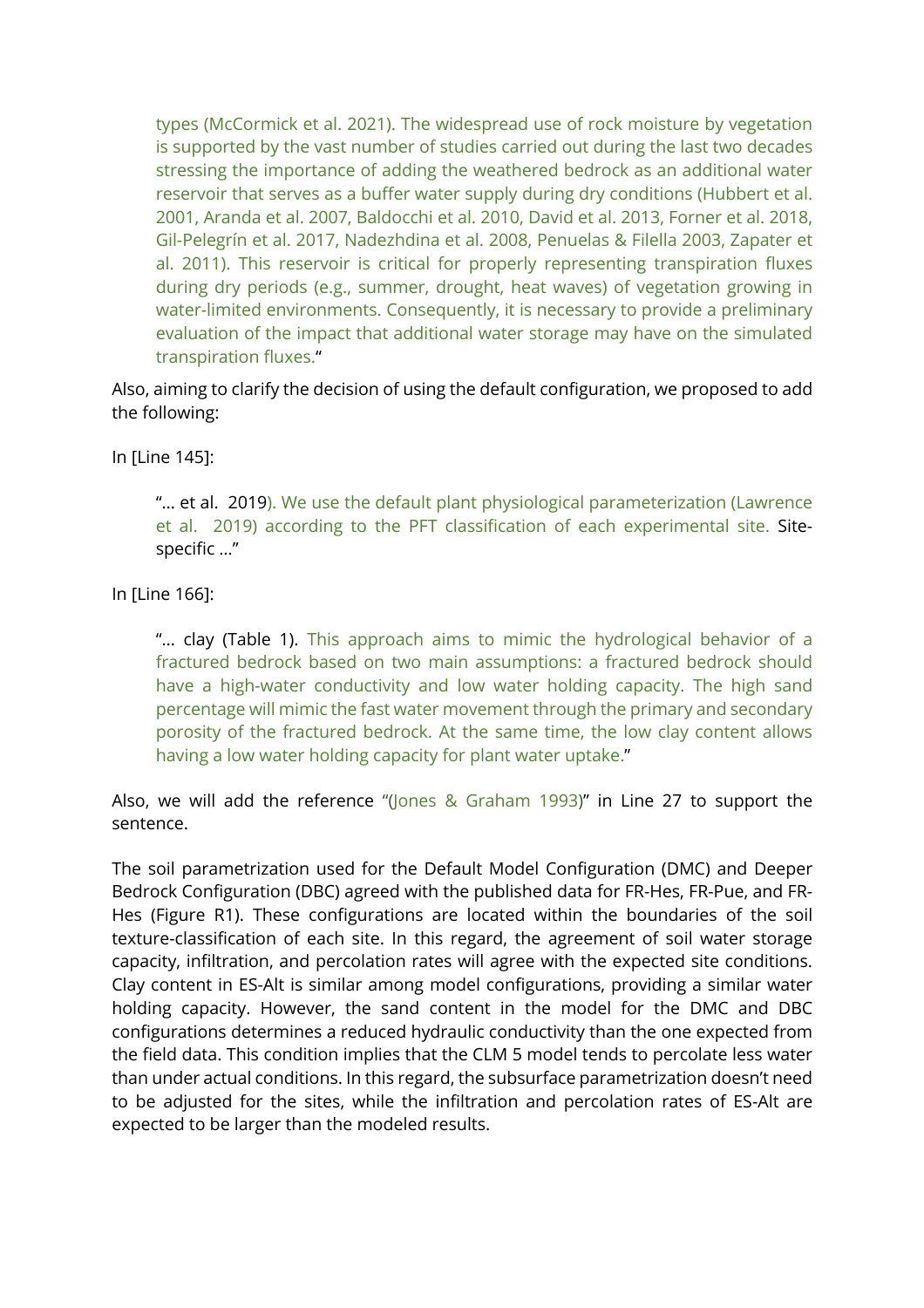> types (McCormick et al. 2021). The widespread use of rock moisture by vegetation is supported by the vast number of studies carried out during the last two decades stressing the importance of adding the weathered bedrock as an additional water reservoir that serves as a buffer water supply during dry conditions (Hubbert et al. 2001, Aranda et al. 2007, Baldocchi et al. 2010, David et al. 2013, Forner et al. 2018, Gil-Pelegrín et al. 2017, Nadezhdina et al. 2008, Penuelas & Filella 2003, Zapater et al. 2011). This reservoir is critical for properly representing transpiration fluxes during dry periods (e.g., summer, drought, heat waves) of vegetation growing in water-limited environments. Consequently, it is necessary to provide a preliminary evaluation of the impact that additional water storage may have on the simulated transpiration fluxes."

Also, aiming to clarify the decision of using the default configuration, we proposed to add the following:

In [Line 145]:

> "… et al. 2019). We use the default plant physiological parameterization (Lawrence et al. 2019) according to the PFT classification of each experimental site. Site-specific …"

In [Line 166]:

> "… clay (Table 1). This approach aims to mimic the hydrological behavior of a fractured bedrock based on two main assumptions: a fractured bedrock should have a high-water conductivity and low water holding capacity. The high sand percentage will mimic the fast water movement through the primary and secondary porosity of the fractured bedrock. At the same time, the low clay content allows having a low water holding capacity for plant water uptake."

Also, we will add the reference "(Jones & Graham 1993)" in Line 27 to support the sentence.

The soil parametrization used for the Default Model Configuration (DMC) and Deeper Bedrock Configuration (DBC) agreed with the published data for FR-Hes, FR-Pue, and FR-Hes (Figure R1). These configurations are located within the boundaries of the soil texture-classification of each site. In this regard, the agreement of soil water storage capacity, infiltration, and percolation rates will agree with the expected site conditions. Clay content in ES-Alt is similar among model configurations, providing a similar water holding capacity. However, the sand content in the model for the DMC and DBC configurations determines a reduced hydraulic conductivity than the one expected from the field data. This condition implies that the CLM 5 model tends to percolate less water than under actual conditions. In this regard, the subsurface parametrization doesn't need to be adjusted for the sites, while the infiltration and percolation rates of ES-Alt are expected to be larger than the modeled results.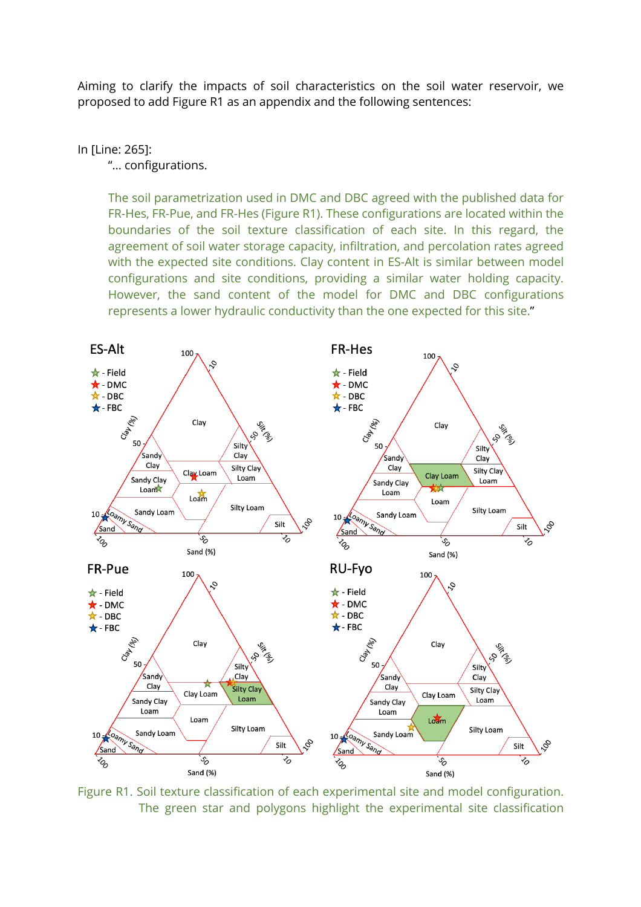Aiming to clarify the impacts of soil characteristics on the soil water reservoir, we proposed to add Figure R1 as an appendix and the following sentences:

In [Line: 265]:

"... configurations.

The soil parametrization used in DMC and DBC agreed with the published data for FR-Hes, FR-Pue, and FR-Hes (Figure R1). These configurations are located within the boundaries of the soil texture classification of each site. In this regard, the agreement of soil water storage capacity, infiltration, and percolation rates agreed with the expected site conditions. Clay content in ES-Alt is similar between model configurations and site conditions, providing a similar water holding capacity. However, the sand content of the model for DMC and DBC configurations represents a lower hydraulic conductivity than the one expected for this site."

Figure R1. Soil texture classification of each experimental site and model configuration. The green star and polygons highlight the experimental site classification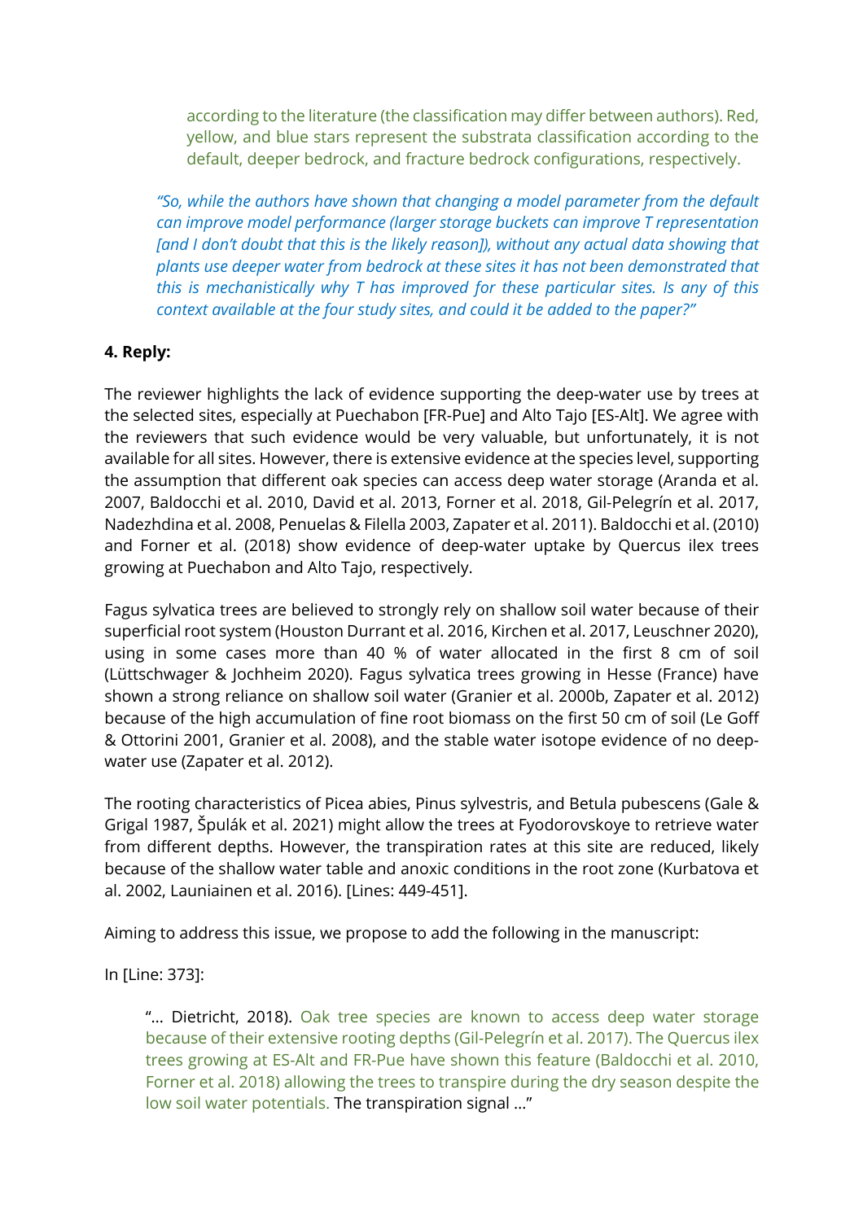according to the literature (the classification may differ between authors). Red, yellow, and blue stars represent the substrata classification according to the default, deeper bedrock, and fracture bedrock configurations, respectively.

*"So, while the authors have shown that changing a model parameter from the default can improve model performance (larger storage buckets can improve T representation [and I don't doubt that this is the likely reason]), without any actual data showing that plants use deeper water from bedrock at these sites it has not been demonstrated that this is mechanistically why T has improved for these particular sites. Is any of this context available at the four study sites, and could it be added to the paper?"*

**4. Reply:**

The reviewer highlights the lack of evidence supporting the deep-water use by trees at the selected sites, especially at Puechabon [FR-Pue] and Alto Tajo [ES-Alt]. We agree with the reviewers that such evidence would be very valuable, but unfortunately, it is not available for all sites. However, there is extensive evidence at the species level, supporting the assumption that different oak species can access deep water storage (Aranda et al. 2007, Baldocchi et al. 2010, David et al. 2013, Forner et al. 2018, Gil-Pelegrín et al. 2017, Nadezhdina et al. 2008, Penuelas & Filella 2003, Zapater et al. 2011). Baldocchi et al. (2010) and Forner et al. (2018) show evidence of deep-water uptake by Quercus ilex trees growing at Puechabon and Alto Tajo, respectively.

Fagus sylvatica trees are believed to strongly rely on shallow soil water because of their superficial root system (Houston Durrant et al. 2016, Kirchen et al. 2017, Leuschner 2020), using in some cases more than 40 % of water allocated in the first 8 cm of soil (Lüttschwager & Jochheim 2020). Fagus sylvatica trees growing in Hesse (France) have shown a strong reliance on shallow soil water (Granier et al. 2000b, Zapater et al. 2012) because of the high accumulation of fine root biomass on the first 50 cm of soil (Le Goff & Ottorini 2001, Granier et al. 2008), and the stable water isotope evidence of no deep-water use (Zapater et al. 2012).

The rooting characteristics of Picea abies, Pinus sylvestris, and Betula pubescens (Gale & Grigal 1987, Špulák et al. 2021) might allow the trees at Fyodorovskoye to retrieve water from different depths. However, the transpiration rates at this site are reduced, likely because of the shallow water table and anoxic conditions in the root zone (Kurbatova et al. 2002, Launiainen et al. 2016). [Lines: 449-451].

Aiming to address this issue, we propose to add the following in the manuscript:

In [Line: 373]:

"... Dietricht, 2018). Oak tree species are known to access deep water storage because of their extensive rooting depths (Gil-Pelegrín et al. 2017). The Quercus ilex trees growing at ES-Alt and FR-Pue have shown this feature (Baldocchi et al. 2010, Forner et al. 2018) allowing the trees to transpire during the dry season despite the low soil water potentials. The transpiration signal ..."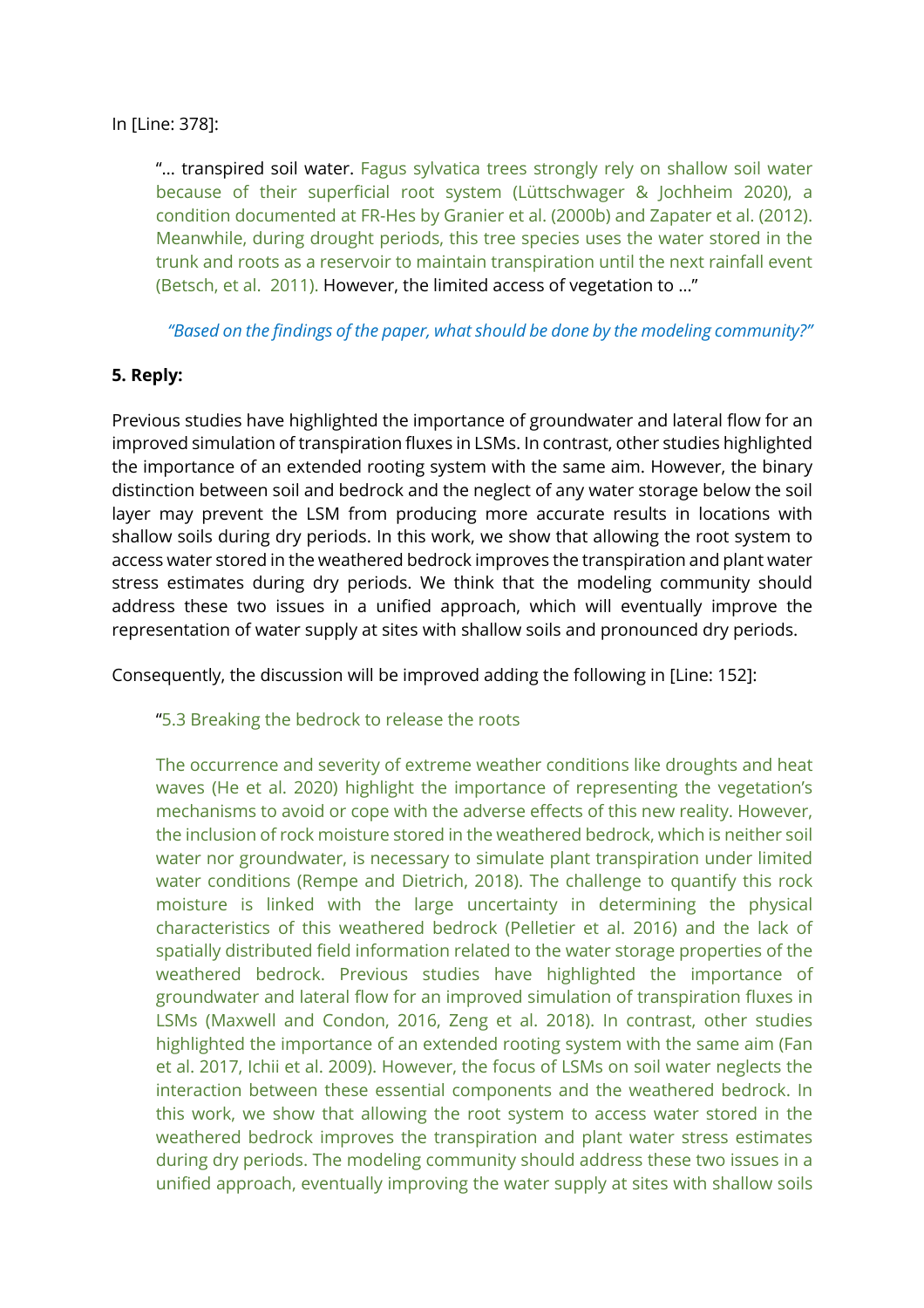In [Line: 378]:

> "… transpired soil water. Fagus sylvatica trees strongly rely on shallow soil water because of their superficial root system (Lüttschwager & Jochheim 2020), a condition documented at FR-Hes by Granier et al. (2000b) and Zapater et al. (2012). Meanwhile, during drought periods, this tree species uses the water stored in the trunk and roots as a reservoir to maintain transpiration until the next rainfall event (Betsch, et al. 2011). However, the limited access of vegetation to …"

> *"Based on the findings of the paper, what should be done by the modeling community?"*

**5. Reply:**

Previous studies have highlighted the importance of groundwater and lateral flow for an improved simulation of transpiration fluxes in LSMs. In contrast, other studies highlighted the importance of an extended rooting system with the same aim. However, the binary distinction between soil and bedrock and the neglect of any water storage below the soil layer may prevent the LSM from producing more accurate results in locations with shallow soils during dry periods. In this work, we show that allowing the root system to access water stored in the weathered bedrock improves the transpiration and plant water stress estimates during dry periods. We think that the modeling community should address these two issues in a unified approach, which will eventually improve the representation of water supply at sites with shallow soils and pronounced dry periods.

Consequently, the discussion will be improved adding the following in [Line: 152]:

> "5.3 Breaking the bedrock to release the roots
>
> The occurrence and severity of extreme weather conditions like droughts and heat waves (He et al. 2020) highlight the importance of representing the vegetation's mechanisms to avoid or cope with the adverse effects of this new reality. However, the inclusion of rock moisture stored in the weathered bedrock, which is neither soil water nor groundwater, is necessary to simulate plant transpiration under limited water conditions (Rempe and Dietrich, 2018). The challenge to quantify this rock moisture is linked with the large uncertainty in determining the physical characteristics of this weathered bedrock (Pelletier et al. 2016) and the lack of spatially distributed field information related to the water storage properties of the weathered bedrock. Previous studies have highlighted the importance of groundwater and lateral flow for an improved simulation of transpiration fluxes in LSMs (Maxwell and Condon, 2016, Zeng et al. 2018). In contrast, other studies highlighted the importance of an extended rooting system with the same aim (Fan et al. 2017, Ichii et al. 2009). However, the focus of LSMs on soil water neglects the interaction between these essential components and the weathered bedrock. In this work, we show that allowing the root system to access water stored in the weathered bedrock improves the transpiration and plant water stress estimates during dry periods. The modeling community should address these two issues in a unified approach, eventually improving the water supply at sites with shallow soils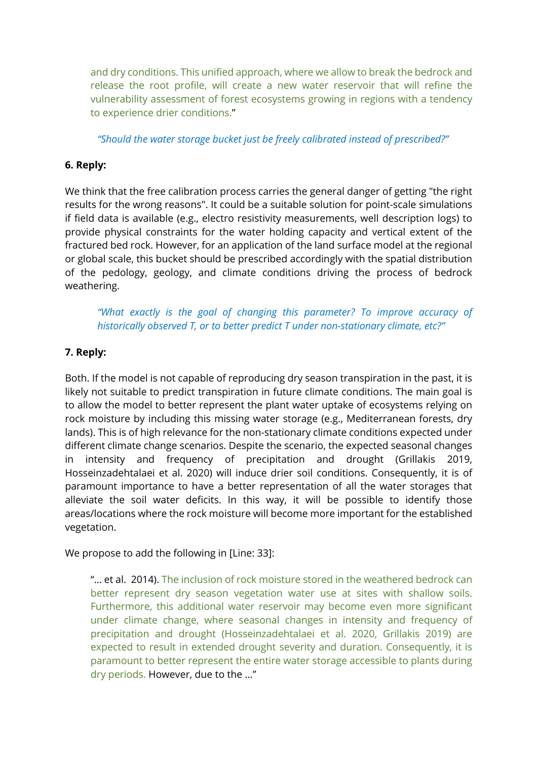and dry conditions. This unified approach, where we allow to break the bedrock and release the root profile, will create a new water reservoir that will refine the vulnerability assessment of forest ecosystems growing in regions with a tendency to experience drier conditions."

> *"Should the water storage bucket just be freely calibrated instead of prescribed?"*

**6. Reply:**

We think that the free calibration process carries the general danger of getting "the right results for the wrong reasons". It could be a suitable solution for point-scale simulations if field data is available (e.g., electro resistivity measurements, well description logs) to provide physical constraints for the water holding capacity and vertical extent of the fractured bed rock. However, for an application of the land surface model at the regional or global scale, this bucket should be prescribed accordingly with the spatial distribution of the pedology, geology, and climate conditions driving the process of bedrock weathering.

> *"What exactly is the goal of changing this parameter? To improve accuracy of historically observed T, or to better predict T under non-stationary climate, etc?"*

**7. Reply:**

Both. If the model is not capable of reproducing dry season transpiration in the past, it is likely not suitable to predict transpiration in future climate conditions. The main goal is to allow the model to better represent the plant water uptake of ecosystems relying on rock moisture by including this missing water storage (e.g., Mediterranean forests, dry lands). This is of high relevance for the non-stationary climate conditions expected under different climate change scenarios. Despite the scenario, the expected seasonal changes in intensity and frequency of precipitation and drought (Grillakis 2019, Hosseinzadehtalaei et al. 2020) will induce drier soil conditions. Consequently, it is of paramount importance to have a better representation of all the water storages that alleviate the soil water deficits. In this way, it will be possible to identify those areas/locations where the rock moisture will become more important for the established vegetation.

We propose to add the following in [Line: 33]:

> "… et al. 2014). The inclusion of rock moisture stored in the weathered bedrock can better represent dry season vegetation water use at sites with shallow soils. Furthermore, this additional water reservoir may become even more significant under climate change, where seasonal changes in intensity and frequency of precipitation and drought (Hosseinzadehtalaei et al. 2020, Grillakis 2019) are expected to result in extended drought severity and duration. Consequently, it is paramount to better represent the entire water storage accessible to plants during dry periods. However, due to the …"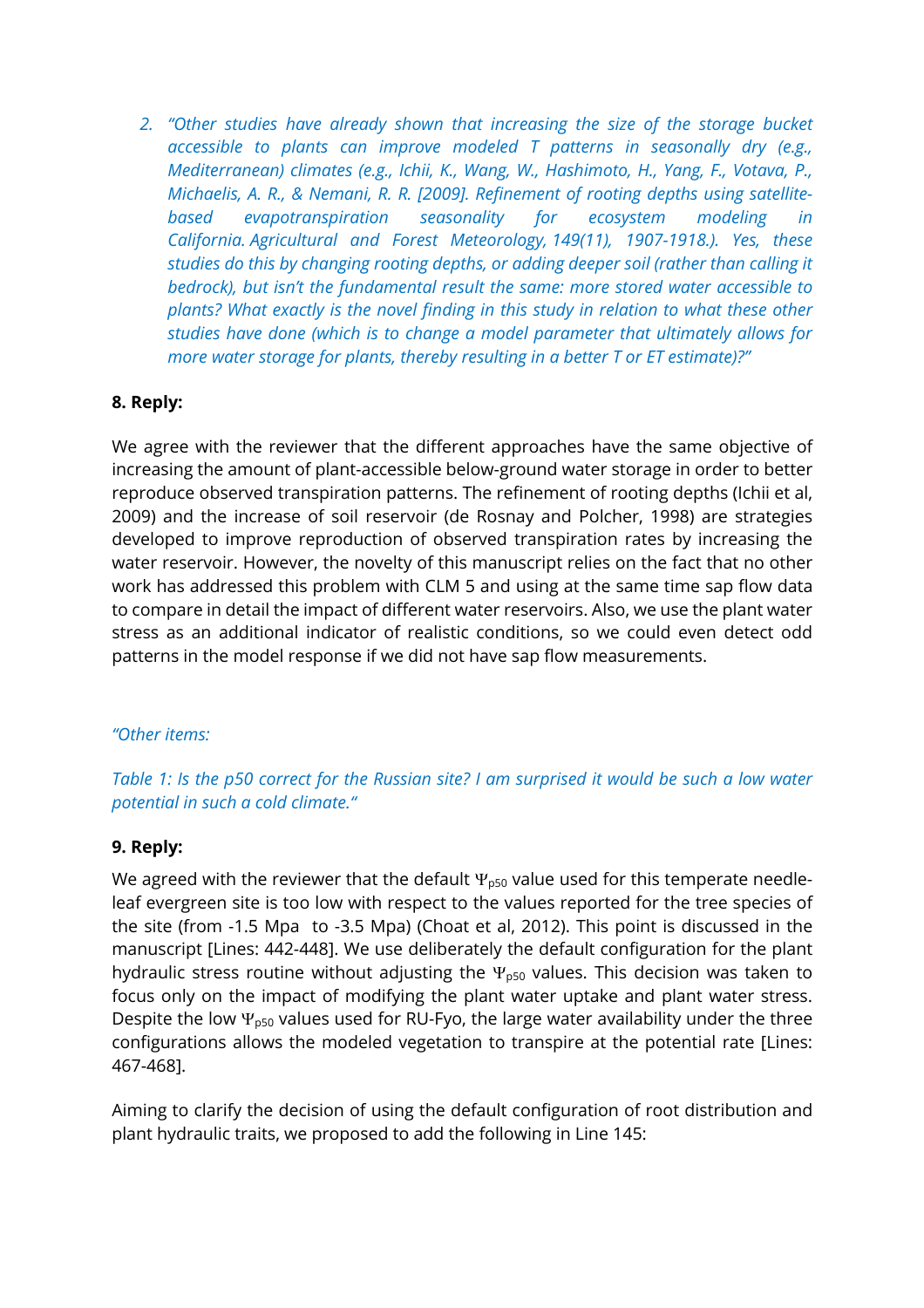2. *"Other studies have already shown that increasing the size of the storage bucket accessible to plants can improve modeled T patterns in seasonally dry (e.g., Mediterranean) climates (e.g., Ichii, K., Wang, W., Hashimoto, H., Yang, F., Votava, P., Michaelis, A. R., & Nemani, R. R. [2009]. Refinement of rooting depths using satellite-based evapotranspiration seasonality for ecosystem modeling in California. Agricultural and Forest Meteorology, 149(11), 1907-1918.). Yes, these studies do this by changing rooting depths, or adding deeper soil (rather than calling it bedrock), but isn't the fundamental result the same: more stored water accessible to plants? What exactly is the novel finding in this study in relation to what these other studies have done (which is to change a model parameter that ultimately allows for more water storage for plants, thereby resulting in a better T or ET estimate)?"*

**8. Reply:**

We agree with the reviewer that the different approaches have the same objective of increasing the amount of plant-accessible below-ground water storage in order to better reproduce observed transpiration patterns. The refinement of rooting depths (Ichii et al, 2009) and the increase of soil reservoir (de Rosnay and Polcher, 1998) are strategies developed to improve reproduction of observed transpiration rates by increasing the water reservoir. However, the novelty of this manuscript relies on the fact that no other work has addressed this problem with CLM 5 and using at the same time sap flow data to compare in detail the impact of different water reservoirs. Also, we use the plant water stress as an additional indicator of realistic conditions, so we could even detect odd patterns in the model response if we did not have sap flow measurements.

*"Other items:*

*Table 1: Is the p50 correct for the Russian site? I am surprised it would be such a low water potential in such a cold climate."*

**9. Reply:**

We agreed with the reviewer that the default $\Psi_{p50}$ value used for this temperate needle-leaf evergreen site is too low with respect to the values reported for the tree species of the site (from -1.5 Mpa to -3.5 Mpa) (Choat et al, 2012). This point is discussed in the manuscript [Lines: 442-448]. We use deliberately the default configuration for the plant hydraulic stress routine without adjusting the $\Psi_{p50}$ values. This decision was taken to focus only on the impact of modifying the plant water uptake and plant water stress. Despite the low $\Psi_{p50}$ values used for RU-Fyo, the large water availability under the three configurations allows the modeled vegetation to transpire at the potential rate [Lines: 467-468].

Aiming to clarify the decision of using the default configuration of root distribution and plant hydraulic traits, we proposed to add the following in Line 145: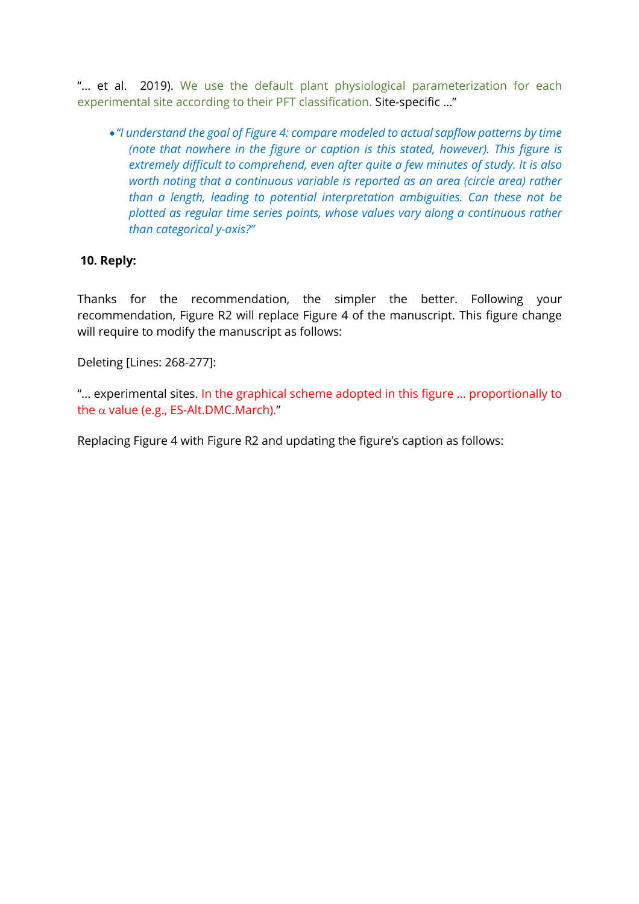"… et al. 2019). We use the default plant physiological parameterization for each experimental site according to their PFT classification. Site-specific …"

- *"I understand the goal of Figure 4: compare modeled to actual sapflow patterns by time (note that nowhere in the figure or caption is this stated, however). This figure is extremely difficult to comprehend, even after quite a few minutes of study. It is also worth noting that a continuous variable is reported as an area (circle area) rather than a length, leading to potential interpretation ambiguities. Can these not be plotted as regular time series points, whose values vary along a continuous rather than categorical y-axis?"*

**10. Reply:**

Thanks for the recommendation, the simpler the better. Following your recommendation, Figure R2 will replace Figure 4 of the manuscript. This figure change will require to modify the manuscript as follows:

Deleting [Lines: 268-277]:

"… experimental sites. In the graphical scheme adopted in this figure … proportionally to the $\alpha$ value (e.g., ES-Alt.DMC.March)."

Replacing Figure 4 with Figure R2 and updating the figure's caption as follows: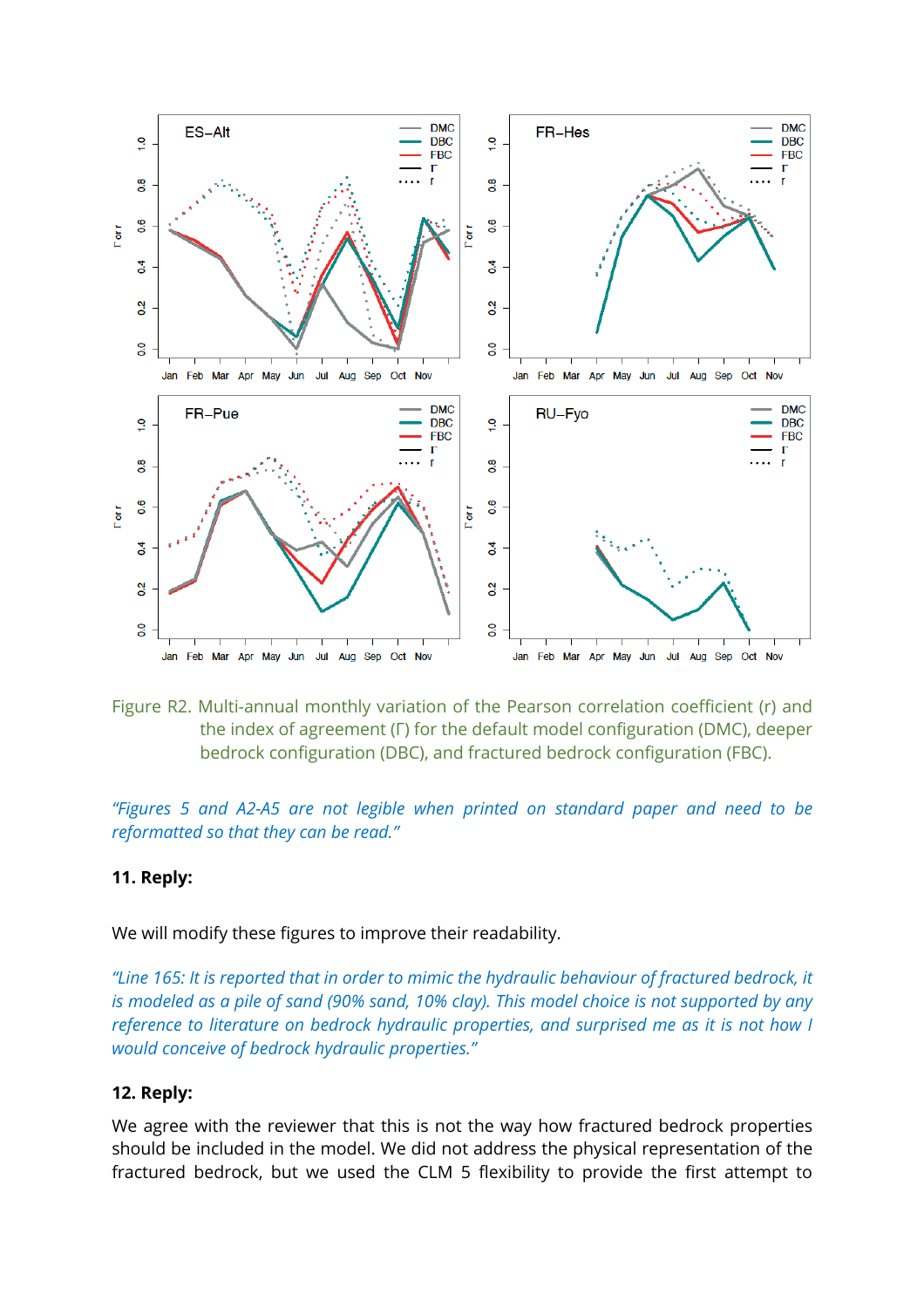Figure R2. Multi-annual monthly variation of the Pearson correlation coefficient (r) and the index of agreement (Γ) for the default model configuration (DMC), deeper bedrock configuration (DBC), and fractured bedrock configuration (FBC).

*"Figures 5 and A2-A5 are not legible when printed on standard paper and need to be reformatted so that they can be read."*

**11. Reply:**

We will modify these figures to improve their readability.

*"Line 165: It is reported that in order to mimic the hydraulic behaviour of fractured bedrock, it is modeled as a pile of sand (90% sand, 10% clay). This model choice is not supported by any reference to literature on bedrock hydraulic properties, and surprised me as it is not how I would conceive of bedrock hydraulic properties."*

**12. Reply:**

We agree with the reviewer that this is not the way how fractured bedrock properties should be included in the model. We did not address the physical representation of the fractured bedrock, but we used the CLM 5 flexibility to provide the first attempt to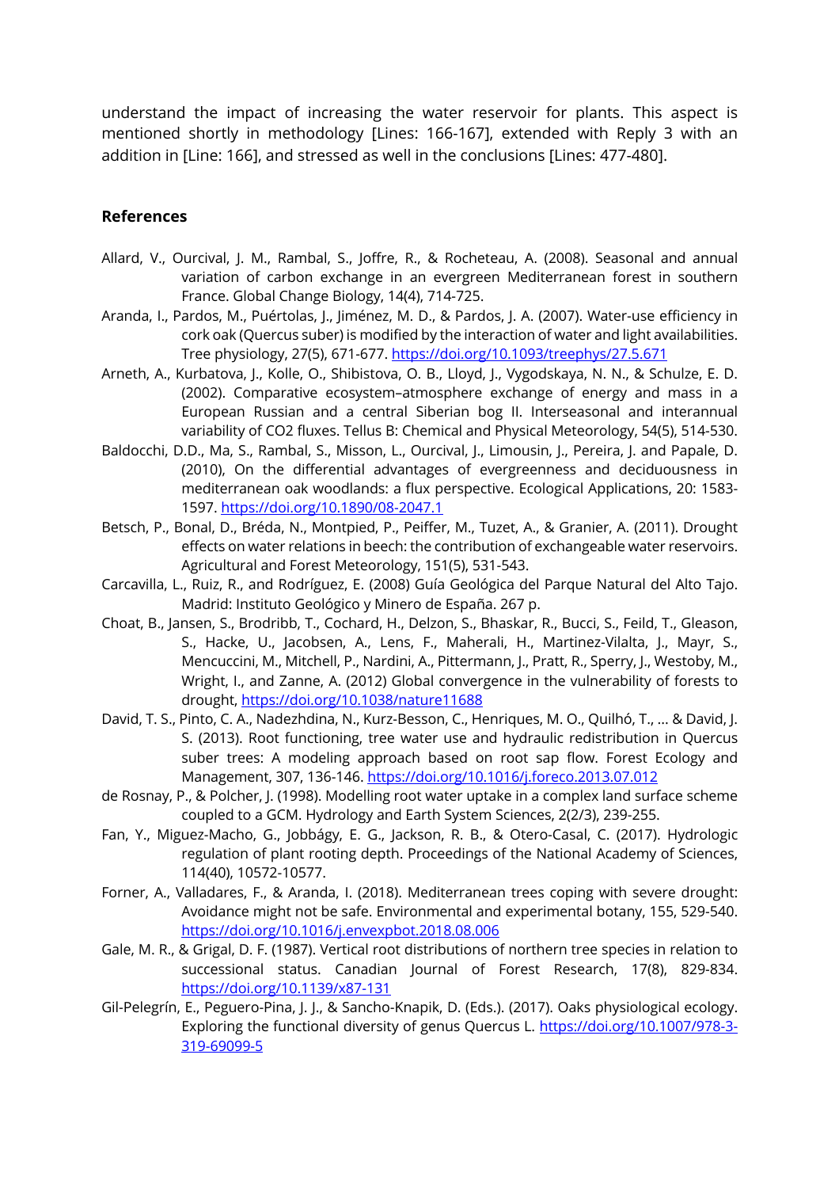understand the impact of increasing the water reservoir for plants. This aspect is mentioned shortly in methodology [Lines: 166-167], extended with Reply 3 with an addition in [Line: 166], and stressed as well in the conclusions [Lines: 477-480].

## References

- Allard, V., Ourcival, J. M., Rambal, S., Joffre, R., & Rocheteau, A. (2008). Seasonal and annual variation of carbon exchange in an evergreen Mediterranean forest in southern France. Global Change Biology, 14(4), 714-725.
- Aranda, I., Pardos, M., Puértolas, J., Jiménez, M. D., & Pardos, J. A. (2007). Water-use efficiency in cork oak (Quercus suber) is modified by the interaction of water and light availabilities. Tree physiology, 27(5), 671-677. https://doi.org/10.1093/treephys/27.5.671
- Arneth, A., Kurbatova, J., Kolle, O., Shibistova, O. B., Lloyd, J., Vygodskaya, N. N., & Schulze, E. D. (2002). Comparative ecosystem–atmosphere exchange of energy and mass in a European Russian and a central Siberian bog II. Interseasonal and interannual variability of CO2 fluxes. Tellus B: Chemical and Physical Meteorology, 54(5), 514-530.
- Baldocchi, D.D., Ma, S., Rambal, S., Misson, L., Ourcival, J., Limousin, J., Pereira, J. and Papale, D. (2010), On the differential advantages of evergreenness and deciduousness in mediterranean oak woodlands: a flux perspective. Ecological Applications, 20: 1583-1597. https://doi.org/10.1890/08-2047.1
- Betsch, P., Bonal, D., Bréda, N., Montpied, P., Peiffer, M., Tuzet, A., & Granier, A. (2011). Drought effects on water relations in beech: the contribution of exchangeable water reservoirs. Agricultural and Forest Meteorology, 151(5), 531-543.
- Carcavilla, L., Ruiz, R., and Rodríguez, E. (2008) Guía Geológica del Parque Natural del Alto Tajo. Madrid: Instituto Geológico y Minero de España. 267 p.
- Choat, B., Jansen, S., Brodribb, T., Cochard, H., Delzon, S., Bhaskar, R., Bucci, S., Feild, T., Gleason, S., Hacke, U., Jacobsen, A., Lens, F., Maherali, H., Martinez-Vilalta, J., Mayr, S., Mencuccini, M., Mitchell, P., Nardini, A., Pittermann, J., Pratt, R., Sperry, J., Westoby, M., Wright, I., and Zanne, A. (2012) Global convergence in the vulnerability of forests to drought, https://doi.org/10.1038/nature11688
- David, T. S., Pinto, C. A., Nadezhdina, N., Kurz-Besson, C., Henriques, M. O., Quilhó, T., ... & David, J. S. (2013). Root functioning, tree water use and hydraulic redistribution in Quercus suber trees: A modeling approach based on root sap flow. Forest Ecology and Management, 307, 136-146. https://doi.org/10.1016/j.foreco.2013.07.012
- de Rosnay, P., & Polcher, J. (1998). Modelling root water uptake in a complex land surface scheme coupled to a GCM. Hydrology and Earth System Sciences, 2(2/3), 239-255.
- Fan, Y., Miguez-Macho, G., Jobbágy, E. G., Jackson, R. B., & Otero-Casal, C. (2017). Hydrologic regulation of plant rooting depth. Proceedings of the National Academy of Sciences, 114(40), 10572-10577.
- Forner, A., Valladares, F., & Aranda, I. (2018). Mediterranean trees coping with severe drought: Avoidance might not be safe. Environmental and experimental botany, 155, 529-540. https://doi.org/10.1016/j.envexpbot.2018.08.006
- Gale, M. R., & Grigal, D. F. (1987). Vertical root distributions of northern tree species in relation to successional status. Canadian Journal of Forest Research, 17(8), 829-834. https://doi.org/10.1139/x87-131
- Gil-Pelegrín, E., Peguero-Pina, J. J., & Sancho-Knapik, D. (Eds.). (2017). Oaks physiological ecology. Exploring the functional diversity of genus Quercus L. https://doi.org/10.1007/978-3-319-69099-5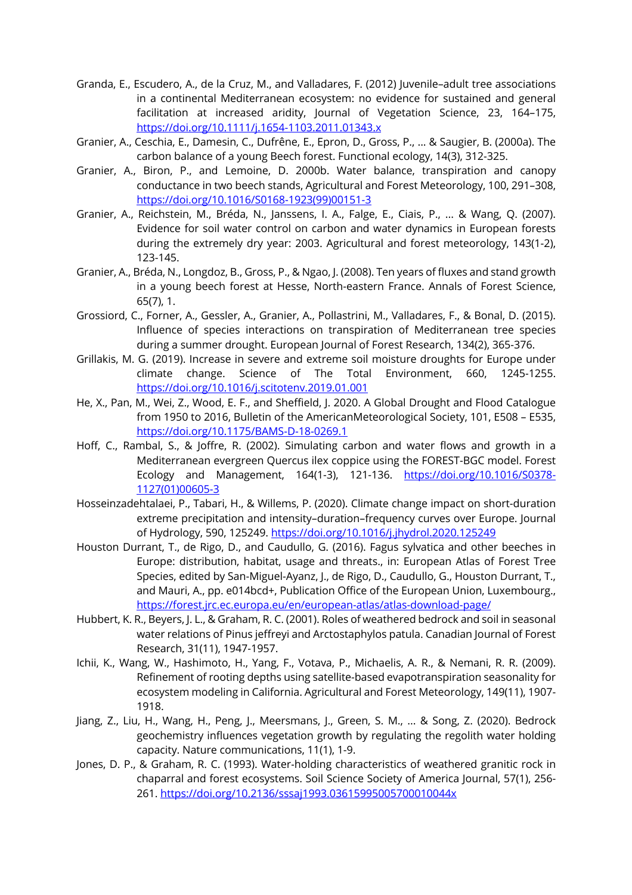Granda, E., Escudero, A., de la Cruz, M., and Valladares, F. (2012) Juvenile–adult tree associations in a continental Mediterranean ecosystem: no evidence for sustained and general facilitation at increased aridity, Journal of Vegetation Science, 23, 164–175, https://doi.org/10.1111/j.1654-1103.2011.01343.x

Granier, A., Ceschia, E., Damesin, C., Dufrêne, E., Epron, D., Gross, P., ... & Saugier, B. (2000a). The carbon balance of a young Beech forest. Functional ecology, 14(3), 312-325.

Granier, A., Biron, P., and Lemoine, D. 2000b. Water balance, transpiration and canopy conductance in two beech stands, Agricultural and Forest Meteorology, 100, 291–308, https://doi.org/10.1016/S0168-1923(99)00151-3

Granier, A., Reichstein, M., Bréda, N., Janssens, I. A., Falge, E., Ciais, P., ... & Wang, Q. (2007). Evidence for soil water control on carbon and water dynamics in European forests during the extremely dry year: 2003. Agricultural and forest meteorology, 143(1-2), 123-145.

Granier, A., Bréda, N., Longdoz, B., Gross, P., & Ngao, J. (2008). Ten years of fluxes and stand growth in a young beech forest at Hesse, North-eastern France. Annals of Forest Science, 65(7), 1.

Grossiord, C., Forner, A., Gessler, A., Granier, A., Pollastrini, M., Valladares, F., & Bonal, D. (2015). Influence of species interactions on transpiration of Mediterranean tree species during a summer drought. European Journal of Forest Research, 134(2), 365-376.

Grillakis, M. G. (2019). Increase in severe and extreme soil moisture droughts for Europe under climate change. Science of The Total Environment, 660, 1245-1255. https://doi.org/10.1016/j.scitotenv.2019.01.001

He, X., Pan, M., Wei, Z., Wood, E. F., and Sheffield, J. 2020. A Global Drought and Flood Catalogue from 1950 to 2016, Bulletin of the AmericanMeteorological Society, 101, E508 – E535, https://doi.org/10.1175/BAMS-D-18-0269.1

Hoff, C., Rambal, S., & Joffre, R. (2002). Simulating carbon and water flows and growth in a Mediterranean evergreen Quercus ilex coppice using the FOREST-BGC model. Forest Ecology and Management, 164(1-3), 121-136. https://doi.org/10.1016/S0378-1127(01)00605-3

Hosseinzadehtalaei, P., Tabari, H., & Willems, P. (2020). Climate change impact on short-duration extreme precipitation and intensity–duration–frequency curves over Europe. Journal of Hydrology, 590, 125249. https://doi.org/10.1016/j.jhydrol.2020.125249

Houston Durrant, T., de Rigo, D., and Caudullo, G. (2016). Fagus sylvatica and other beeches in Europe: distribution, habitat, usage and threats., in: European Atlas of Forest Tree Species, edited by San-Miguel-Ayanz, J., de Rigo, D., Caudullo, G., Houston Durrant, T., and Mauri, A., pp. e014bcd+, Publication Office of the European Union, Luxembourg., https://forest.jrc.ec.europa.eu/en/european-atlas/atlas-download-page/

Hubbert, K. R., Beyers, J. L., & Graham, R. C. (2001). Roles of weathered bedrock and soil in seasonal water relations of Pinus jeffreyi and Arctostaphylos patula. Canadian Journal of Forest Research, 31(11), 1947-1957.

Ichii, K., Wang, W., Hashimoto, H., Yang, F., Votava, P., Michaelis, A. R., & Nemani, R. R. (2009). Refinement of rooting depths using satellite-based evapotranspiration seasonality for ecosystem modeling in California. Agricultural and Forest Meteorology, 149(11), 1907-1918.

Jiang, Z., Liu, H., Wang, H., Peng, J., Meersmans, J., Green, S. M., ... & Song, Z. (2020). Bedrock geochemistry influences vegetation growth by regulating the regolith water holding capacity. Nature communications, 11(1), 1-9.

Jones, D. P., & Graham, R. C. (1993). Water-holding characteristics of weathered granitic rock in chaparral and forest ecosystems. Soil Science Society of America Journal, 57(1), 256-261. https://doi.org/10.2136/sssaj1993.03615995005700010044x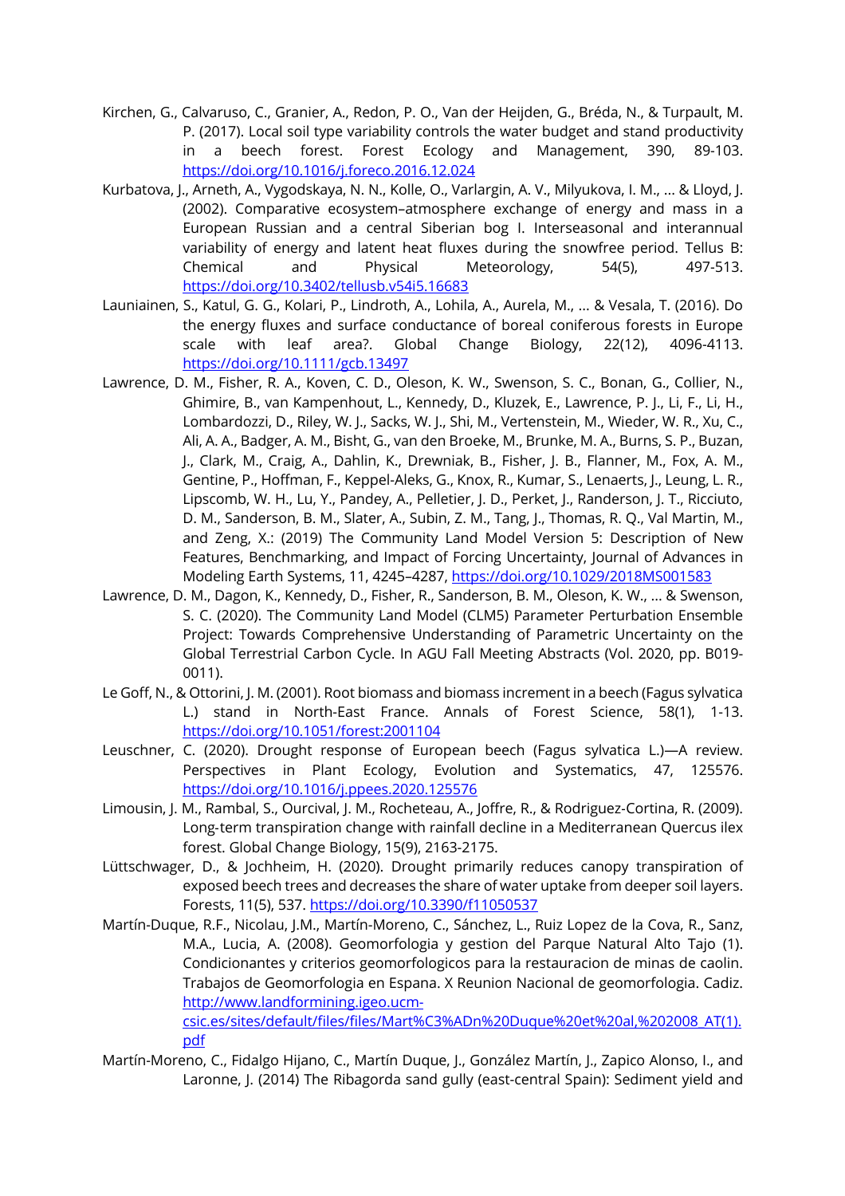Kirchen, G., Calvaruso, C., Granier, A., Redon, P. O., Van der Heijden, G., Bréda, N., & Turpault, M. P. (2017). Local soil type variability controls the water budget and stand productivity in a beech forest. Forest Ecology and Management, 390, 89-103. https://doi.org/10.1016/j.foreco.2016.12.024

Kurbatova, J., Arneth, A., Vygodskaya, N. N., Kolle, O., Varlargin, A. V., Milyukova, I. M., ... & Lloyd, J. (2002). Comparative ecosystem–atmosphere exchange of energy and mass in a European Russian and a central Siberian bog I. Interseasonal and interannual variability of energy and latent heat fluxes during the snowfree period. Tellus B: Chemical and Physical Meteorology, 54(5), 497-513. https://doi.org/10.3402/tellusb.v54i5.16683

Launiainen, S., Katul, G. G., Kolari, P., Lindroth, A., Lohila, A., Aurela, M., ... & Vesala, T. (2016). Do the energy fluxes and surface conductance of boreal coniferous forests in Europe scale with leaf area?. Global Change Biology, 22(12), 4096-4113. https://doi.org/10.1111/gcb.13497

Lawrence, D. M., Fisher, R. A., Koven, C. D., Oleson, K. W., Swenson, S. C., Bonan, G., Collier, N., Ghimire, B., van Kampenhout, L., Kennedy, D., Kluzek, E., Lawrence, P. J., Li, F., Li, H., Lombardozzi, D., Riley, W. J., Sacks, W. J., Shi, M., Vertenstein, M., Wieder, W. R., Xu, C., Ali, A. A., Badger, A. M., Bisht, G., van den Broeke, M., Brunke, M. A., Burns, S. P., Buzan, J., Clark, M., Craig, A., Dahlin, K., Drewniak, B., Fisher, J. B., Flanner, M., Fox, A. M., Gentine, P., Hoffman, F., Keppel-Aleks, G., Knox, R., Kumar, S., Lenaerts, J., Leung, L. R., Lipscomb, W. H., Lu, Y., Pandey, A., Pelletier, J. D., Perket, J., Randerson, J. T., Ricciuto, D. M., Sanderson, B. M., Slater, A., Subin, Z. M., Tang, J., Thomas, R. Q., Val Martin, M., and Zeng, X.: (2019) The Community Land Model Version 5: Description of New Features, Benchmarking, and Impact of Forcing Uncertainty, Journal of Advances in Modeling Earth Systems, 11, 4245–4287, https://doi.org/10.1029/2018MS001583

Lawrence, D. M., Dagon, K., Kennedy, D., Fisher, R., Sanderson, B. M., Oleson, K. W., ... & Swenson, S. C. (2020). The Community Land Model (CLM5) Parameter Perturbation Ensemble Project: Towards Comprehensive Understanding of Parametric Uncertainty on the Global Terrestrial Carbon Cycle. In AGU Fall Meeting Abstracts (Vol. 2020, pp. B019-0011).

Le Goff, N., & Ottorini, J. M. (2001). Root biomass and biomass increment in a beech (Fagus sylvatica L.) stand in North-East France. Annals of Forest Science, 58(1), 1-13. https://doi.org/10.1051/forest:2001104

Leuschner, C. (2020). Drought response of European beech (Fagus sylvatica L.)—A review. Perspectives in Plant Ecology, Evolution and Systematics, 47, 125576. https://doi.org/10.1016/j.ppees.2020.125576

Limousin, J. M., Rambal, S., Ourcival, J. M., Rocheteau, A., Joffre, R., & Rodriguez‐Cortina, R. (2009). Long‐term transpiration change with rainfall decline in a Mediterranean Quercus ilex forest. Global Change Biology, 15(9), 2163-2175.

Lüttschwager, D., & Jochheim, H. (2020). Drought primarily reduces canopy transpiration of exposed beech trees and decreases the share of water uptake from deeper soil layers. Forests, 11(5), 537. https://doi.org/10.3390/f11050537

Martín-Duque, R.F., Nicolau, J.M., Martín-Moreno, C., Sánchez, L., Ruiz Lopez de la Cova, R., Sanz, M.A., Lucia, A. (2008). Geomorfologia y gestion del Parque Natural Alto Tajo (1). Condicionantes y criterios geomorfologicos para la restauracion de minas de caolin. Trabajos de Geomorfologia en Espana. X Reunion Nacional de geomorfologia. Cadiz. http://www.landformining.igeo.ucm-csic.es/sites/default/files/files/Mart%C3%ADn%20Duque%20et%20al,%202008_AT(1).pdf

Martín-Moreno, C., Fidalgo Hijano, C., Martín Duque, J., González Martín, J., Zapico Alonso, I., and Laronne, J. (2014) The Ribagorda sand gully (east-central Spain): Sediment yield and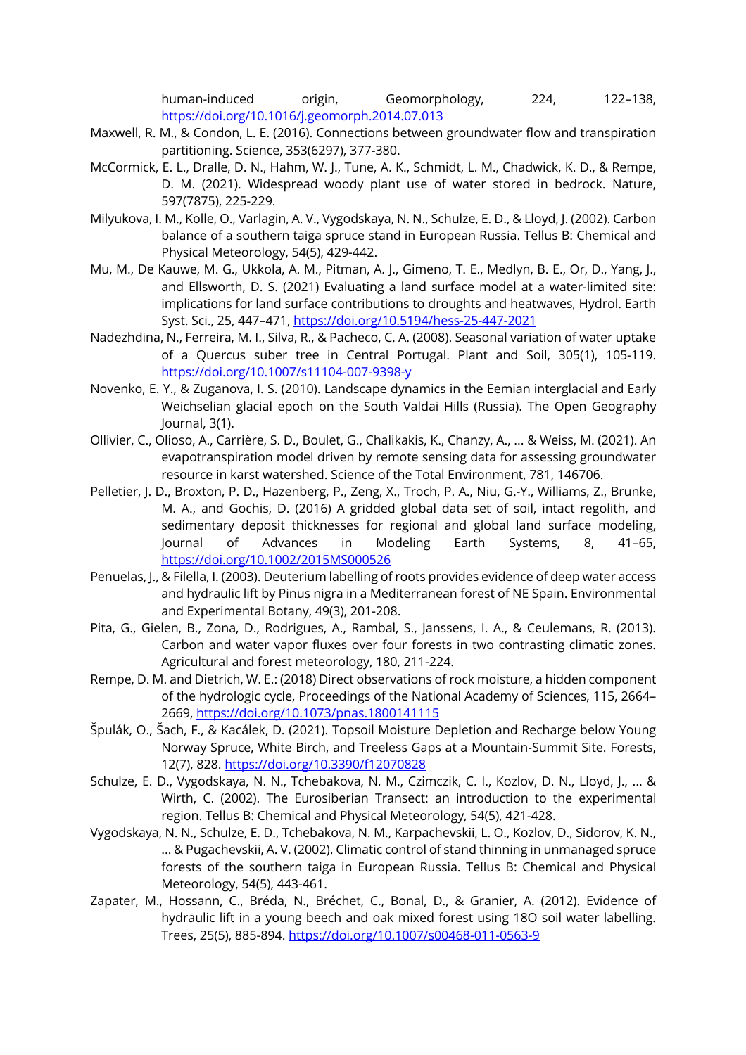human-induced origin, Geomorphology, 224, 122–138, https://doi.org/10.1016/j.geomorph.2014.07.013

Maxwell, R. M., & Condon, L. E. (2016). Connections between groundwater flow and transpiration partitioning. Science, 353(6297), 377-380.

McCormick, E. L., Dralle, D. N., Hahm, W. J., Tune, A. K., Schmidt, L. M., Chadwick, K. D., & Rempe, D. M. (2021). Widespread woody plant use of water stored in bedrock. Nature, 597(7875), 225-229.

Milyukova, I. M., Kolle, O., Varlagin, A. V., Vygodskaya, N. N., Schulze, E. D., & Lloyd, J. (2002). Carbon balance of a southern taiga spruce stand in European Russia. Tellus B: Chemical and Physical Meteorology, 54(5), 429-442.

Mu, M., De Kauwe, M. G., Ukkola, A. M., Pitman, A. J., Gimeno, T. E., Medlyn, B. E., Or, D., Yang, J., and Ellsworth, D. S. (2021) Evaluating a land surface model at a water-limited site: implications for land surface contributions to droughts and heatwaves, Hydrol. Earth Syst. Sci., 25, 447–471, https://doi.org/10.5194/hess-25-447-2021

Nadezhdina, N., Ferreira, M. I., Silva, R., & Pacheco, C. A. (2008). Seasonal variation of water uptake of a Quercus suber tree in Central Portugal. Plant and Soil, 305(1), 105-119. https://doi.org/10.1007/s11104-007-9398-y

Novenko, E. Y., & Zuganova, I. S. (2010). Landscape dynamics in the Eemian interglacial and Early Weichselian glacial epoch on the South Valdai Hills (Russia). The Open Geography Journal, 3(1).

Ollivier, C., Olioso, A., Carrière, S. D., Boulet, G., Chalikakis, K., Chanzy, A., ... & Weiss, M. (2021). An evapotranspiration model driven by remote sensing data for assessing groundwater resource in karst watershed. Science of the Total Environment, 781, 146706.

Pelletier, J. D., Broxton, P. D., Hazenberg, P., Zeng, X., Troch, P. A., Niu, G.-Y., Williams, Z., Brunke, M. A., and Gochis, D. (2016) A gridded global data set of soil, intact regolith, and sedimentary deposit thicknesses for regional and global land surface modeling, Journal of Advances in Modeling Earth Systems, 8, 41–65, https://doi.org/10.1002/2015MS000526

Penuelas, J., & Filella, I. (2003). Deuterium labelling of roots provides evidence of deep water access and hydraulic lift by Pinus nigra in a Mediterranean forest of NE Spain. Environmental and Experimental Botany, 49(3), 201-208.

Pita, G., Gielen, B., Zona, D., Rodrigues, A., Rambal, S., Janssens, I. A., & Ceulemans, R. (2013). Carbon and water vapor fluxes over four forests in two contrasting climatic zones. Agricultural and forest meteorology, 180, 211-224.

Rempe, D. M. and Dietrich, W. E.: (2018) Direct observations of rock moisture, a hidden component of the hydrologic cycle, Proceedings of the National Academy of Sciences, 115, 2664–2669, https://doi.org/10.1073/pnas.1800141115

Špulák, O., Šach, F., & Kacálek, D. (2021). Topsoil Moisture Depletion and Recharge below Young Norway Spruce, White Birch, and Treeless Gaps at a Mountain-Summit Site. Forests, 12(7), 828. https://doi.org/10.3390/f12070828

Schulze, E. D., Vygodskaya, N. N., Tchebakova, N. M., Czimczik, C. I., Kozlov, D. N., Lloyd, J., ... & Wirth, C. (2002). The Eurosiberian Transect: an introduction to the experimental region. Tellus B: Chemical and Physical Meteorology, 54(5), 421-428.

Vygodskaya, N. N., Schulze, E. D., Tchebakova, N. M., Karpachevskii, L. O., Kozlov, D., Sidorov, K. N., ... & Pugachevskii, A. V. (2002). Climatic control of stand thinning in unmanaged spruce forests of the southern taiga in European Russia. Tellus B: Chemical and Physical Meteorology, 54(5), 443-461.

Zapater, M., Hossann, C., Bréda, N., Bréchet, C., Bonal, D., & Granier, A. (2012). Evidence of hydraulic lift in a young beech and oak mixed forest using 18O soil water labelling. Trees, 25(5), 885-894. https://doi.org/10.1007/s00468-011-0563-9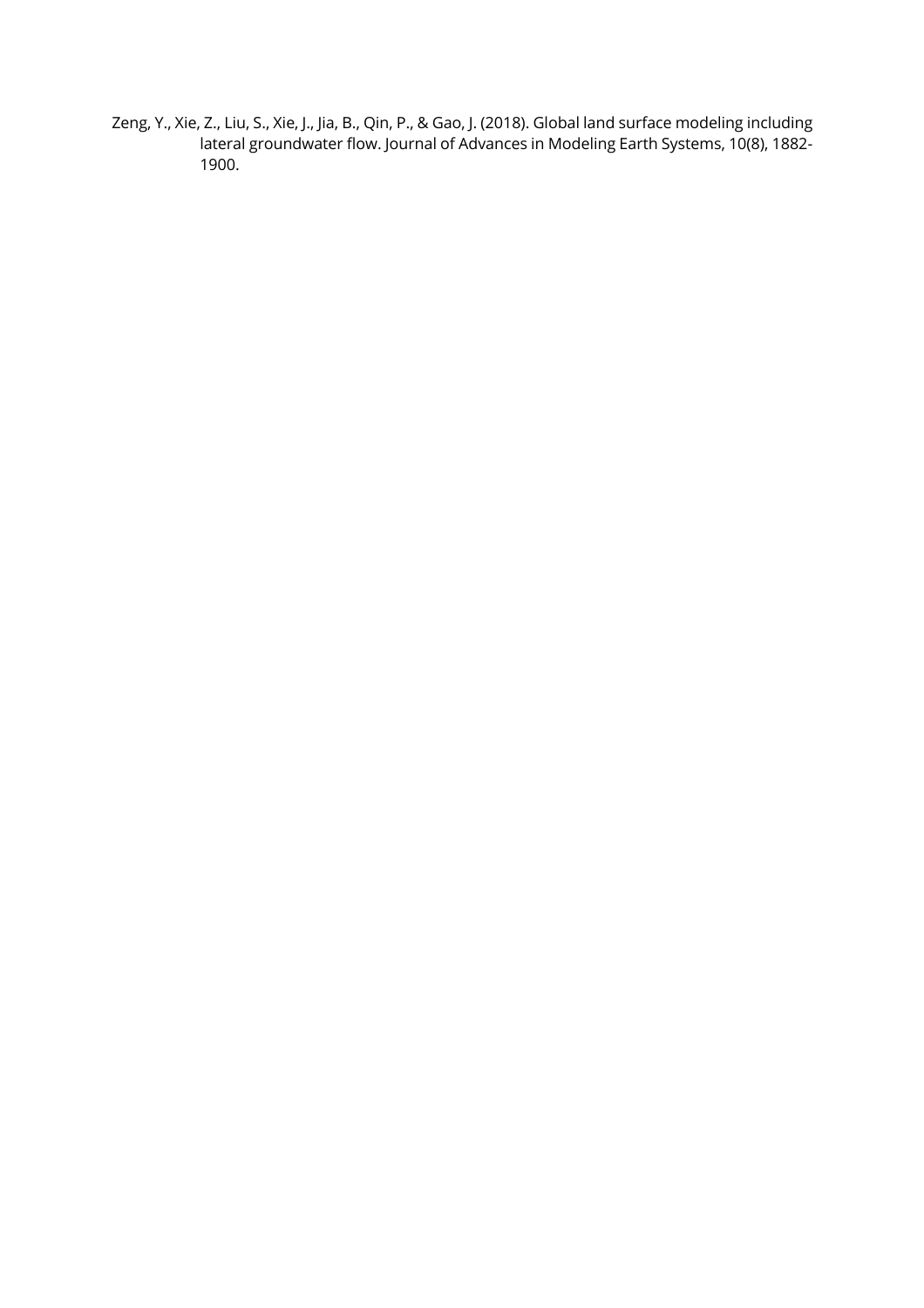Zeng, Y., Xie, Z., Liu, S., Xie, J., Jia, B., Qin, P., & Gao, J. (2018). Global land surface modeling including lateral groundwater flow. Journal of Advances in Modeling Earth Systems, 10(8), 1882-1900.